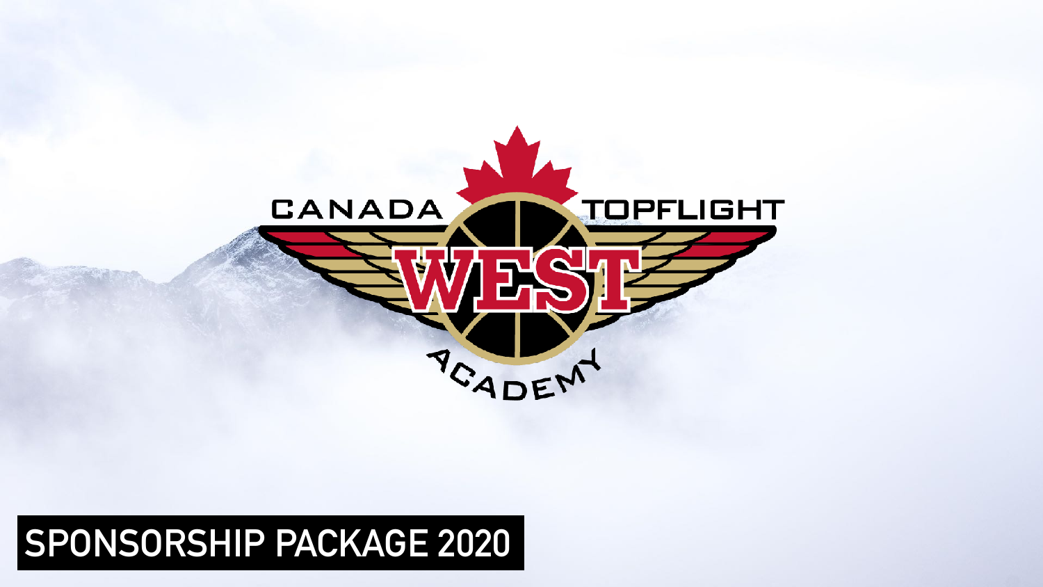CANADA TOPFLIGHT

WEST

ACADEMY

# SPONSORSHIP PACKAGE 2020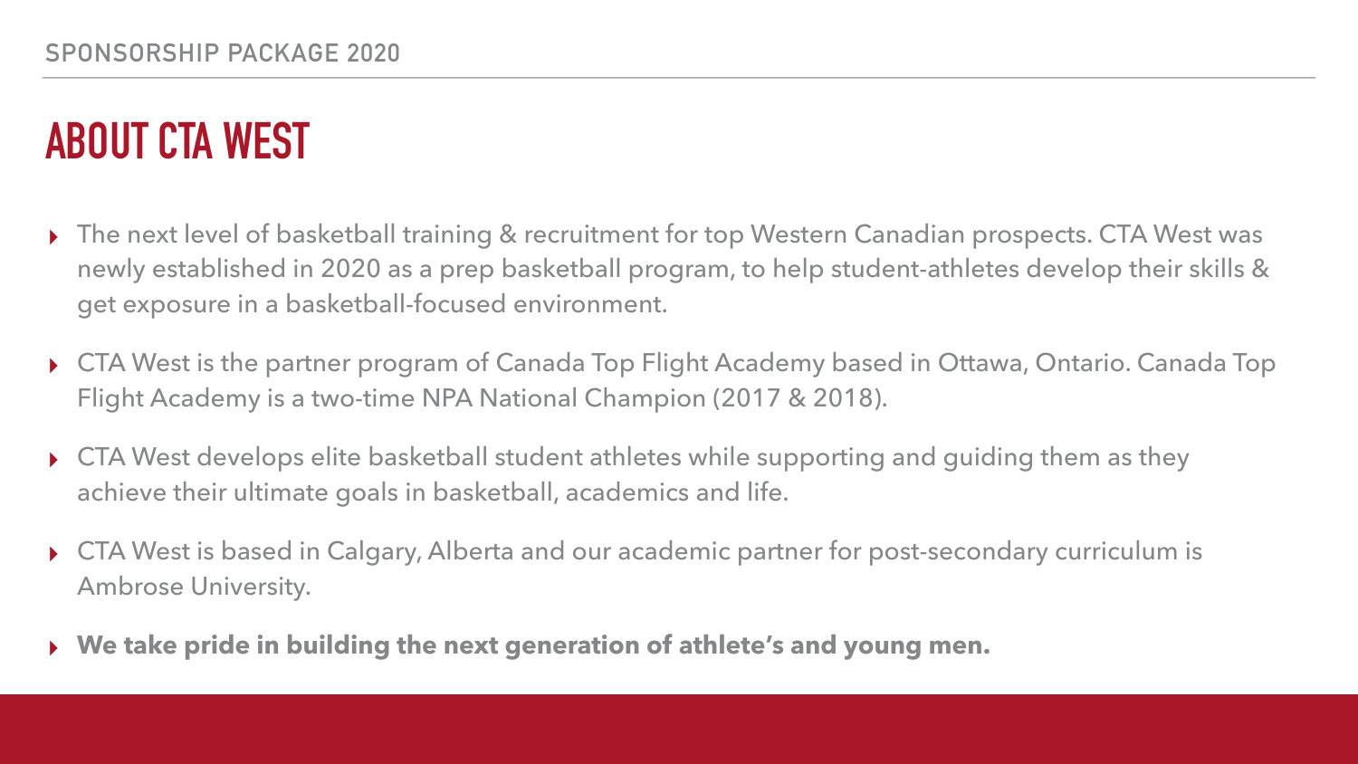# ABOUT CTA WEST

- The next level of basketball training & recruitment for top Western Canadian prospects. CTA West was newly established in 2020 as a prep basketball program, to help student-athletes develop their skills & get exposure in a basketball-focused environment.
- CTA West is the partner program of Canada Top Flight Academy based in Ottawa, Ontario. Canada Top Flight Academy is a two-time NPA National Champion (2017 & 2018).
- CTA West develops elite basketball student athletes while supporting and guiding them as they achieve their ultimate goals in basketball, academics and life.
- CTA West is based in Calgary, Alberta and our academic partner for post-secondary curriculum is Ambrose University.
- **We take pride in building the next generation of athlete's and young men.**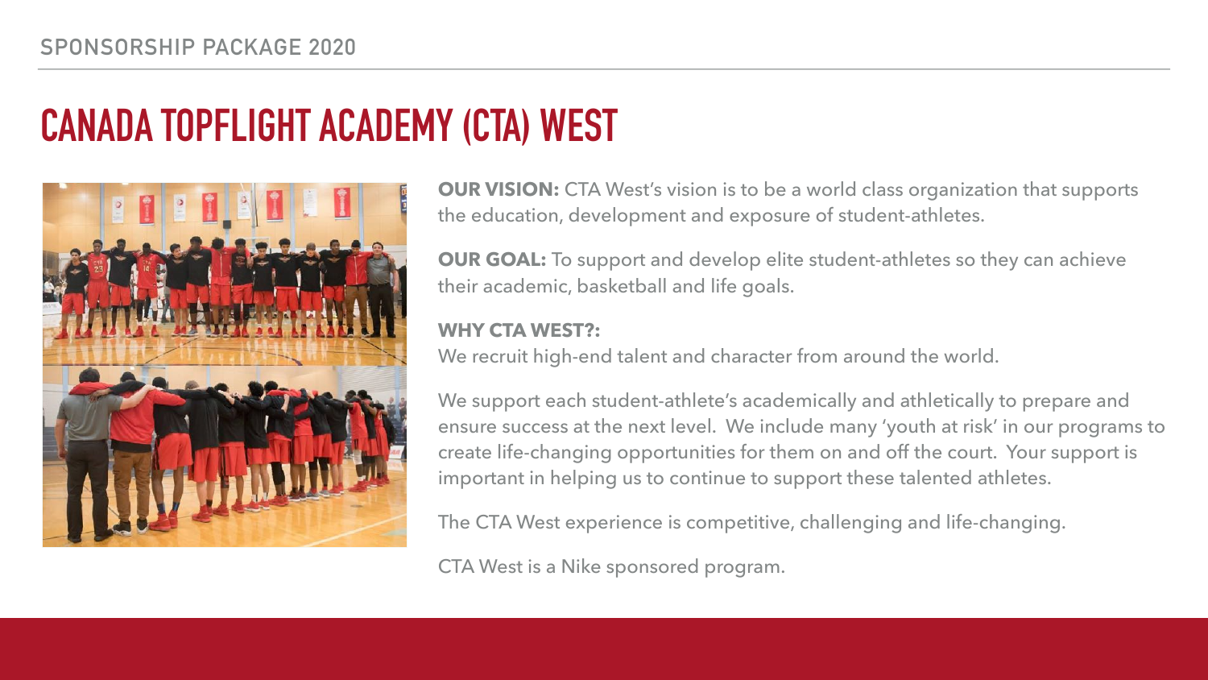SPONSORSHIP PACKAGE 2020

# CANADA TOPFLIGHT ACADEMY (CTA) WEST

**OUR VISION:** CTA West's vision is to be a world class organization that supports the education, development and exposure of student-athletes.

**OUR GOAL:** To support and develop elite student-athletes so they can achieve their academic, basketball and life goals.

**WHY CTA WEST?:**
We recruit high-end talent and character from around the world.

We support each student-athlete's academically and athletically to prepare and ensure success at the next level. We include many 'youth at risk' in our programs to create life-changing opportunities for them on and off the court. Your support is important in helping us to continue to support these talented athletes.

The CTA West experience is competitive, challenging and life-changing.

CTA West is a Nike sponsored program.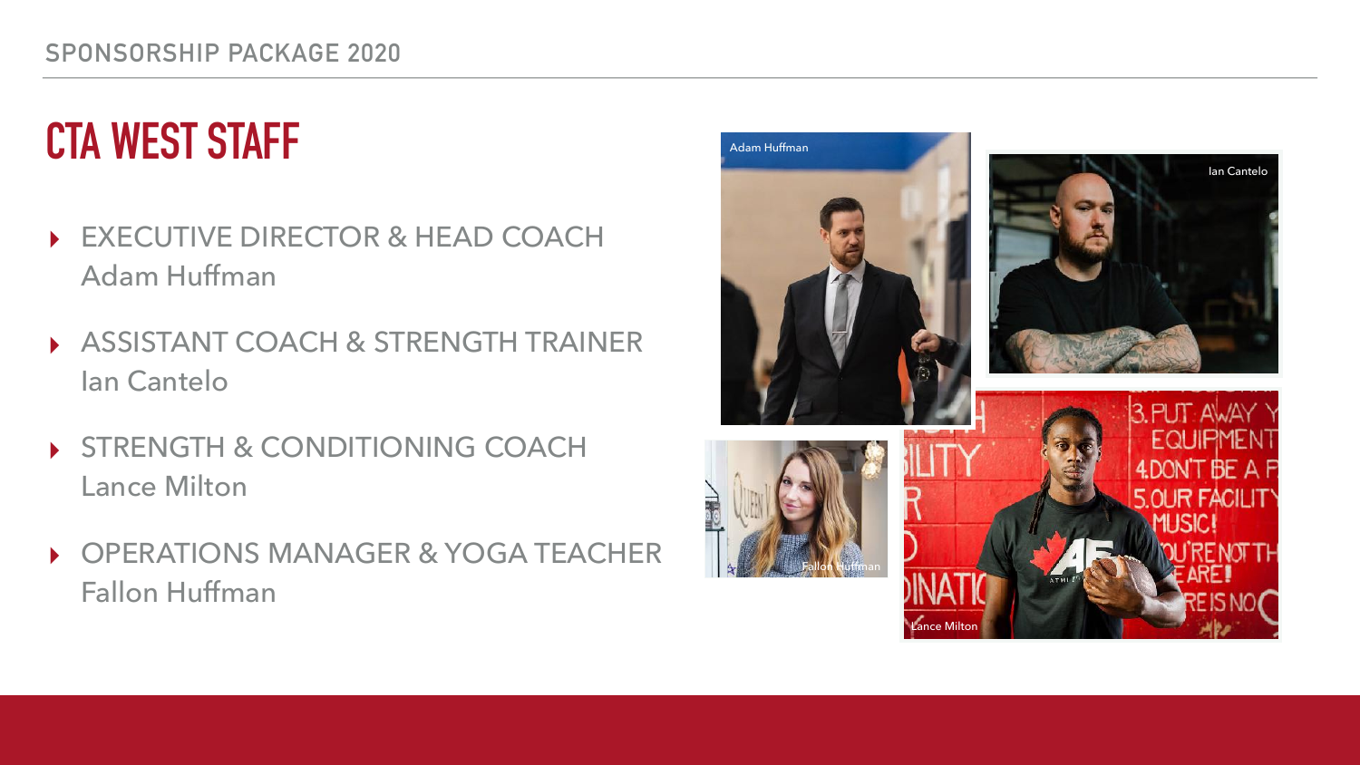# CTA WEST STAFF

- EXECUTIVE DIRECTOR & HEAD COACH
  Adam Huffman
- ASSISTANT COACH & STRENGTH TRAINER
  Ian Cantelo
- STRENGTH & CONDITIONING COACH
  Lance Milton
- OPERATIONS MANAGER & YOGA TEACHER
  Fallon Huffman

Adam Huffman

Ian Cantelo

Fallon Huffman

Lance Milton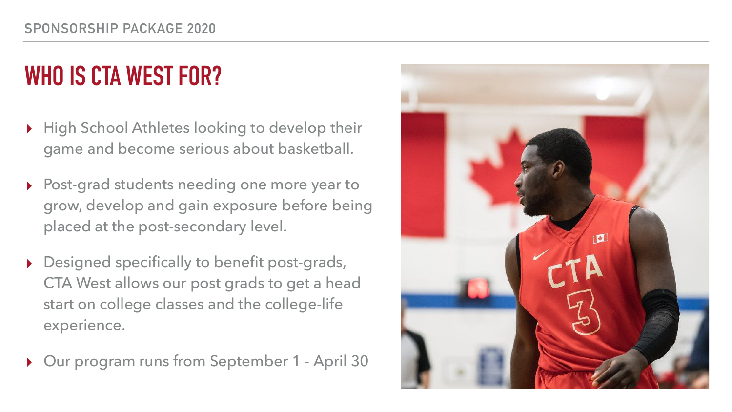# WHO IS CTA WEST FOR?

- High School Athletes looking to develop their game and become serious about basketball.
- Post-grad students needing one more year to grow, develop and gain exposure before being placed at the post-secondary level.
- Designed specifically to benefit post-grads, CTA West allows our post grads to get a head start on college classes and the college-life experience.
- Our program runs from September 1 - April 30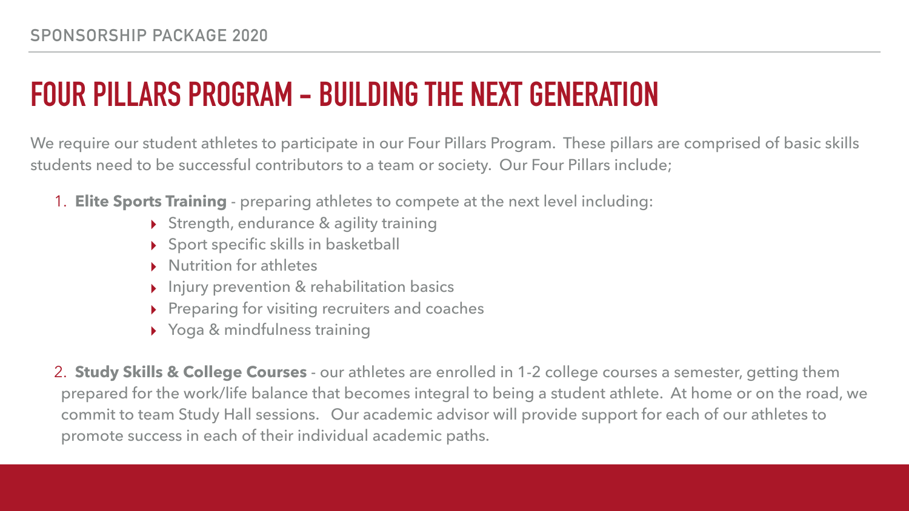# FOUR PILLARS PROGRAM – BUILDING THE NEXT GENERATION

We require our student athletes to participate in our Four Pillars Program. These pillars are comprised of basic skills students need to be successful contributors to a team or society. Our Four Pillars include;

1. **Elite Sports Training** - preparing athletes to compete at the next level including:
   - Strength, endurance & agility training
   - Sport specific skills in basketball
   - Nutrition for athletes
   - Injury prevention & rehabilitation basics
   - Preparing for visiting recruiters and coaches
   - Yoga & mindfulness training

2. **Study Skills & College Courses** - our athletes are enrolled in 1-2 college courses a semester, getting them prepared for the work/life balance that becomes integral to being a student athlete. At home or on the road, we commit to team Study Hall sessions. Our academic advisor will provide support for each of our athletes to promote success in each of their individual academic paths.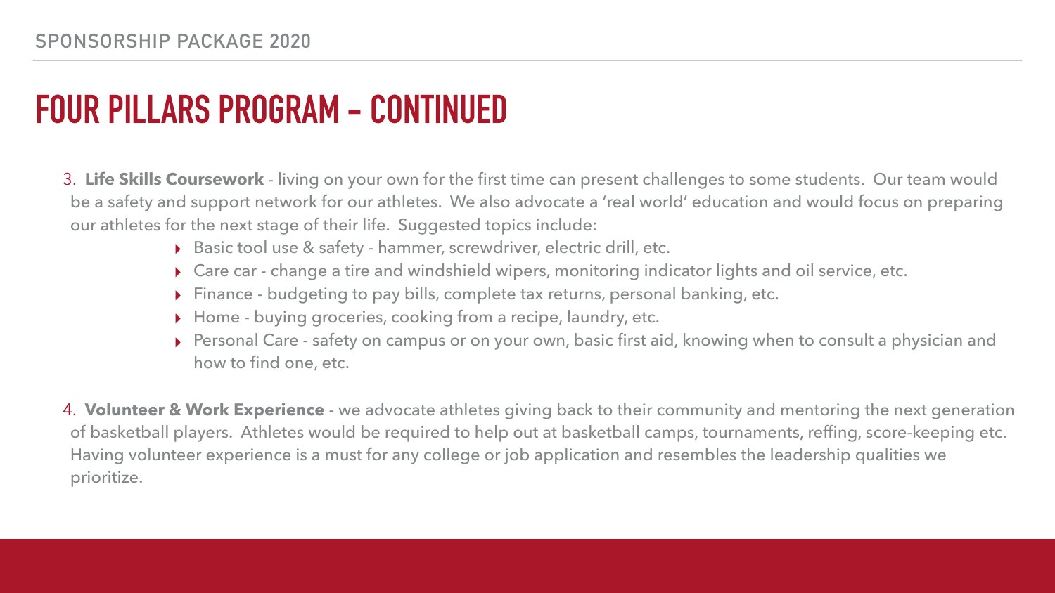# FOUR PILLARS PROGRAM – CONTINUED

3. **Life Skills Coursework** - living on your own for the first time can present challenges to some students. Our team would be a safety and support network for our athletes. We also advocate a 'real world' education and would focus on preparing our athletes for the next stage of their life. Suggested topics include:
    - Basic tool use & safety - hammer, screwdriver, electric drill, etc.
    - Care car - change a tire and windshield wipers, monitoring indicator lights and oil service, etc.
    - Finance - budgeting to pay bills, complete tax returns, personal banking, etc.
    - Home - buying groceries, cooking from a recipe, laundry, etc.
    - Personal Care - safety on campus or on your own, basic first aid, knowing when to consult a physician and how to find one, etc.

4. **Volunteer & Work Experience** - we advocate athletes giving back to their community and mentoring the next generation of basketball players. Athletes would be required to help out at basketball camps, tournaments, reffing, score-keeping etc. Having volunteer experience is a must for any college or job application and resembles the leadership qualities we prioritize.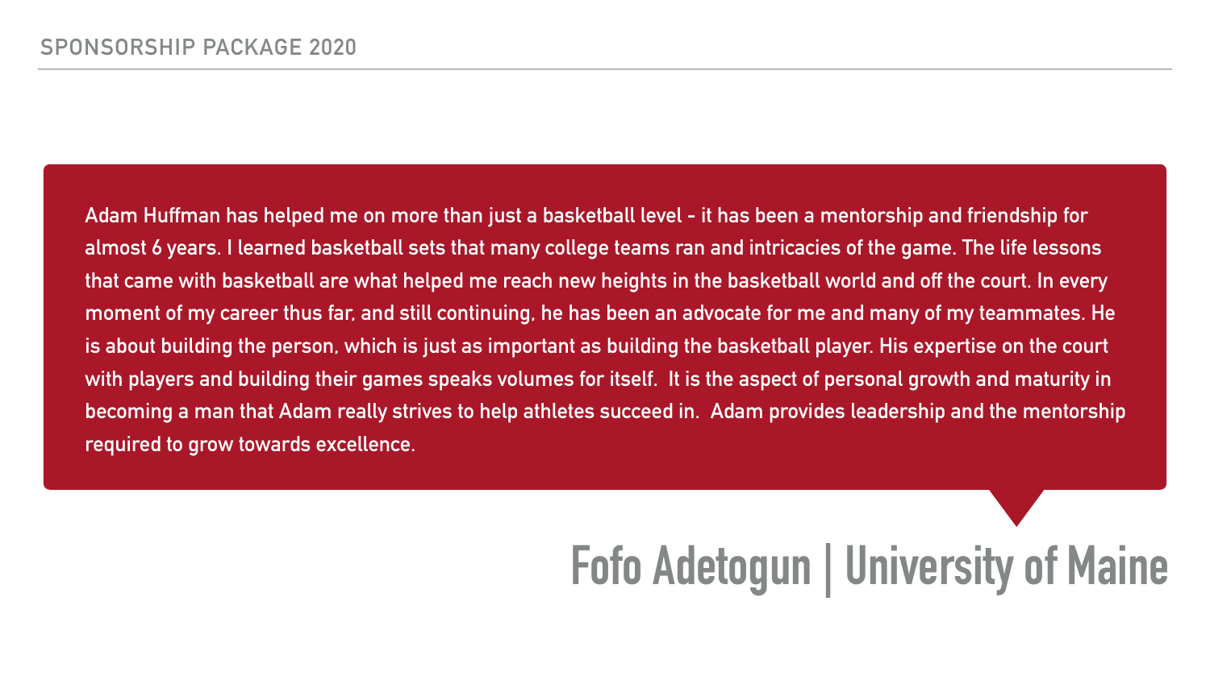Adam Huffman has helped me on more than just a basketball level - it has been a mentorship and friendship for almost 6 years. I learned basketball sets that many college teams ran and intricacies of the game. The life lessons that came with basketball are what helped me reach new heights in the basketball world and off the court. In every moment of my career thus far, and still continuing, he has been an advocate for me and many of my teammates. He is about building the person, which is just as important as building the basketball player. His expertise on the court with players and building their games speaks volumes for itself. It is the aspect of personal growth and maturity in becoming a man that Adam really strives to help athletes succeed in. Adam provides leadership and the mentorship required to grow towards excellence.

## Fofo Adetogun | University of Maine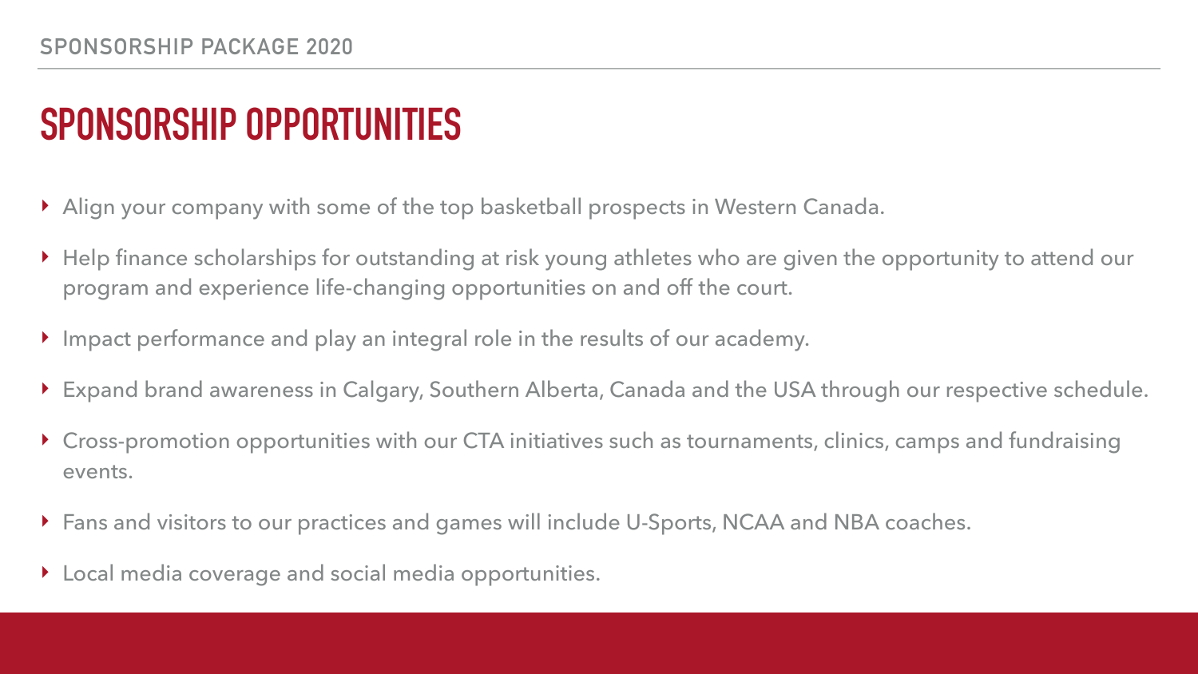# SPONSORSHIP OPPORTUNITIES

- Align your company with some of the top basketball prospects in Western Canada.
- Help finance scholarships for outstanding at risk young athletes who are given the opportunity to attend our program and experience life-changing opportunities on and off the court.
- Impact performance and play an integral role in the results of our academy.
- Expand brand awareness in Calgary, Southern Alberta, Canada and the USA through our respective schedule.
- Cross-promotion opportunities with our CTA initiatives such as tournaments, clinics, camps and fundraising events.
- Fans and visitors to our practices and games will include U-Sports, NCAA and NBA coaches.
- Local media coverage and social media opportunities.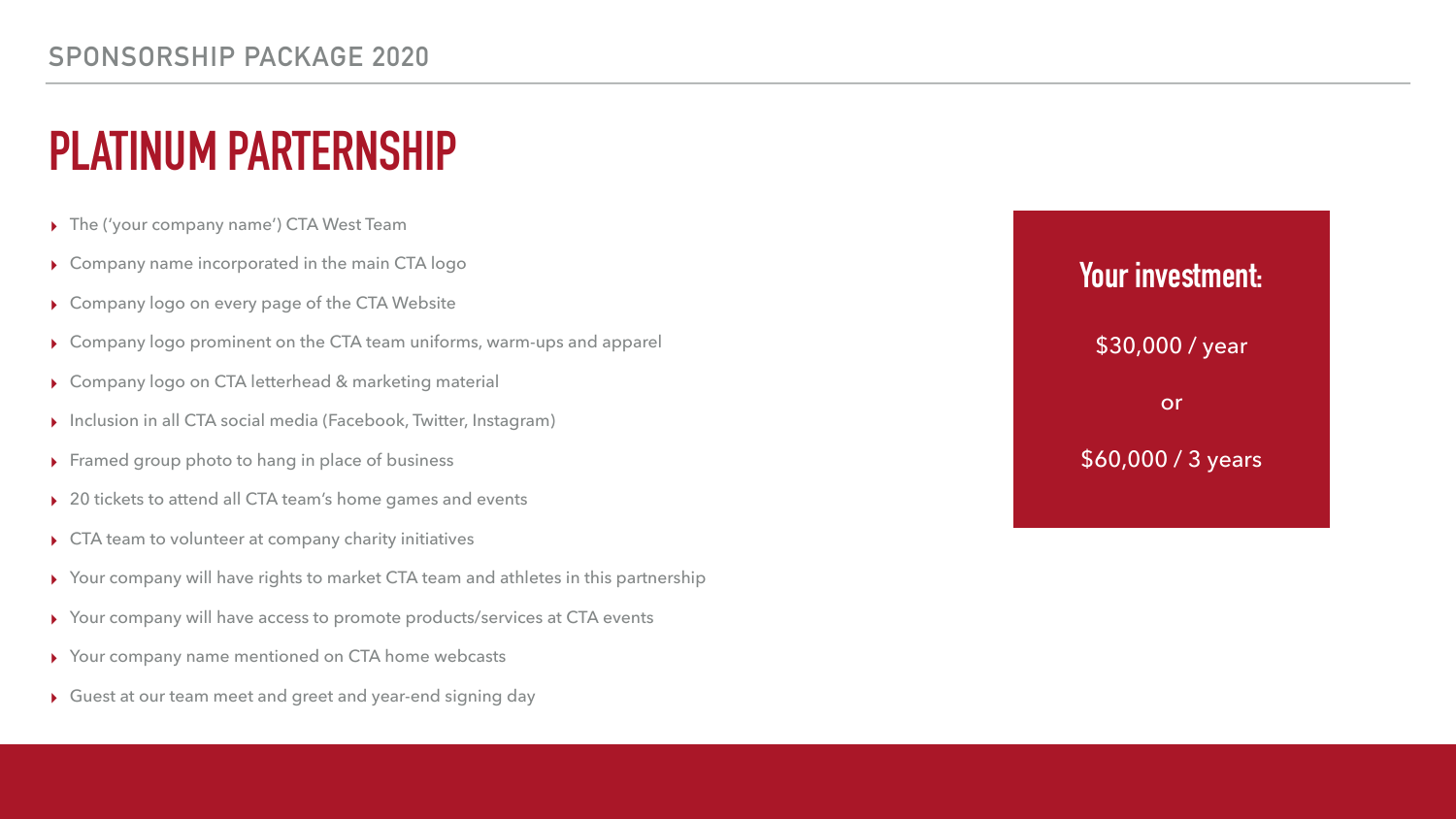SPONSORSHIP PACKAGE 2020

# PLATINUM PARTERNSHIP

- The ('your company name') CTA West Team
- Company name incorporated in the main CTA logo
- Company logo on every page of the CTA Website
- Company logo prominent on the CTA team uniforms, warm-ups and apparel
- Company logo on CTA letterhead & marketing material
- Inclusion in all CTA social media (Facebook, Twitter, Instagram)
- Framed group photo to hang in place of business
- 20 tickets to attend all CTA team's home games and events
- CTA team to volunteer at company charity initiatives
- Your company will have rights to market CTA team and athletes in this partnership
- Your company will have access to promote products/services at CTA events
- Your company name mentioned on CTA home webcasts
- Guest at our team meet and greet and year-end signing day

## Your investment:

$30,000 / year

or

$60,000 / 3 years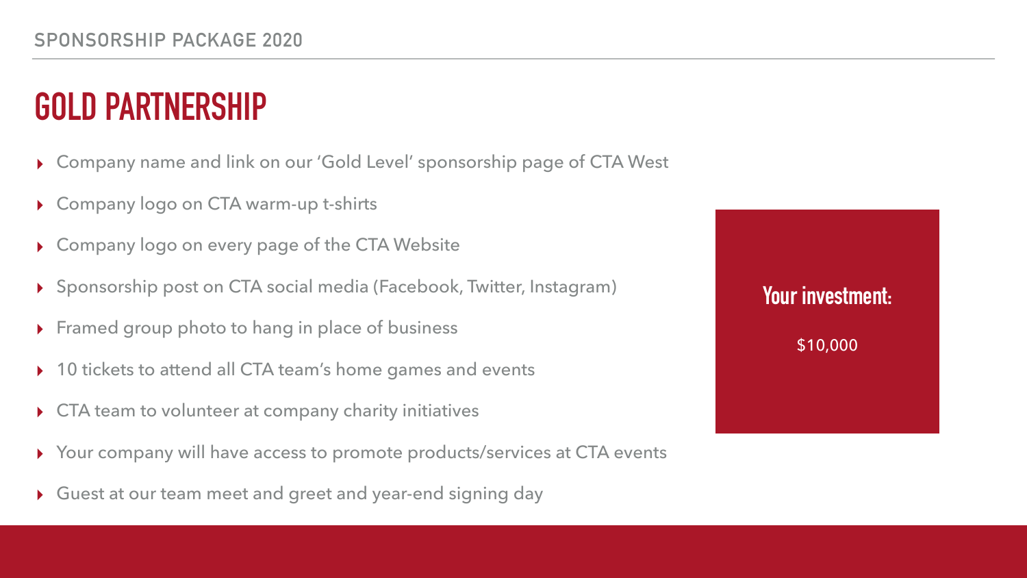SPONSORSHIP PACKAGE 2020

# GOLD PARTNERSHIP

- Company name and link on our 'Gold Level' sponsorship page of CTA West
- Company logo on CTA warm-up t-shirts
- Company logo on every page of the CTA Website
- Sponsorship post on CTA social media (Facebook, Twitter, Instagram)
- Framed group photo to hang in place of business
- 10 tickets to attend all CTA team's home games and events
- CTA team to volunteer at company charity initiatives
- Your company will have access to promote products/services at CTA events
- Guest at our team meet and greet and year-end signing day

**Your investment:**

$10,000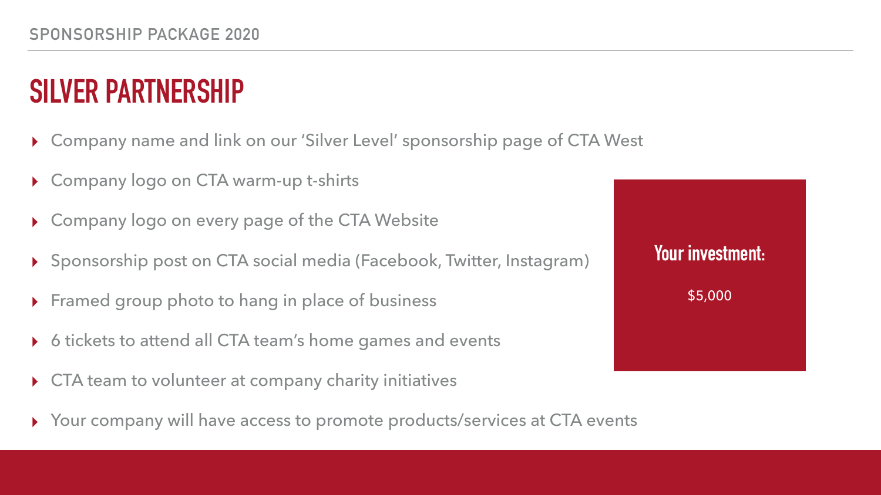# SILVER PARTNERSHIP

- Company name and link on our 'Silver Level' sponsorship page of CTA West
- Company logo on CTA warm-up t-shirts
- Company logo on every page of the CTA Website
- Sponsorship post on CTA social media (Facebook, Twitter, Instagram)
- Framed group photo to hang in place of business
- 6 tickets to attend all CTA team's home games and events
- CTA team to volunteer at company charity initiatives
- Your company will have access to promote products/services at CTA events

**Your investment:**

$5,000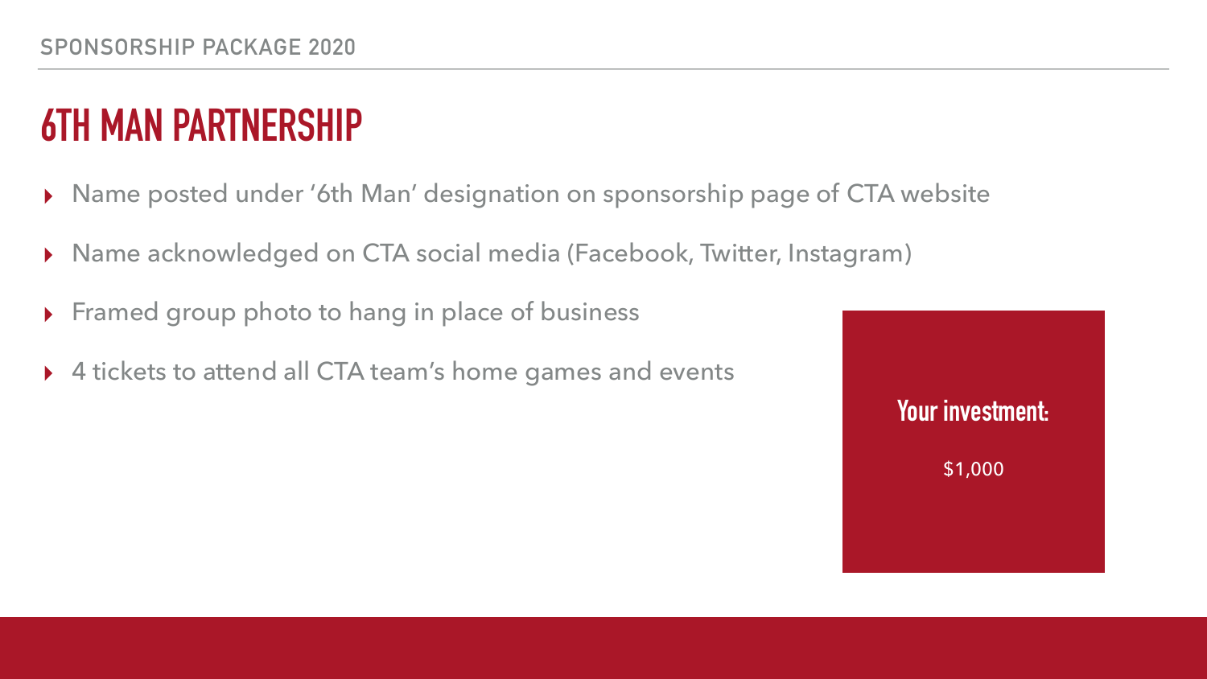# 6TH MAN PARTNERSHIP

- Name posted under '6th Man' designation on sponsorship page of CTA website
- Name acknowledged on CTA social media (Facebook, Twitter, Instagram)
- Framed group photo to hang in place of business
- 4 tickets to attend all CTA team's home games and events

**Your investment:**

$1,000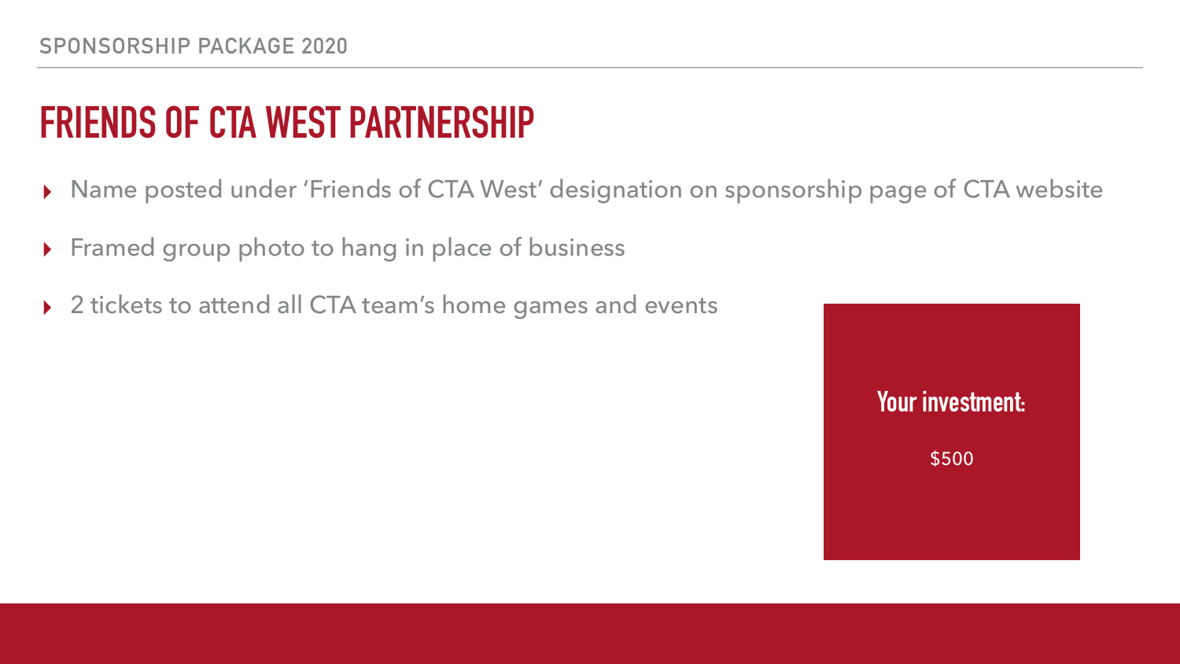# FRIENDS OF CTA WEST PARTNERSHIP

- Name posted under 'Friends of CTA West' designation on sponsorship page of CTA website
- Framed group photo to hang in place of business
- 2 tickets to attend all CTA team's home games and events

**Your investment:**

$500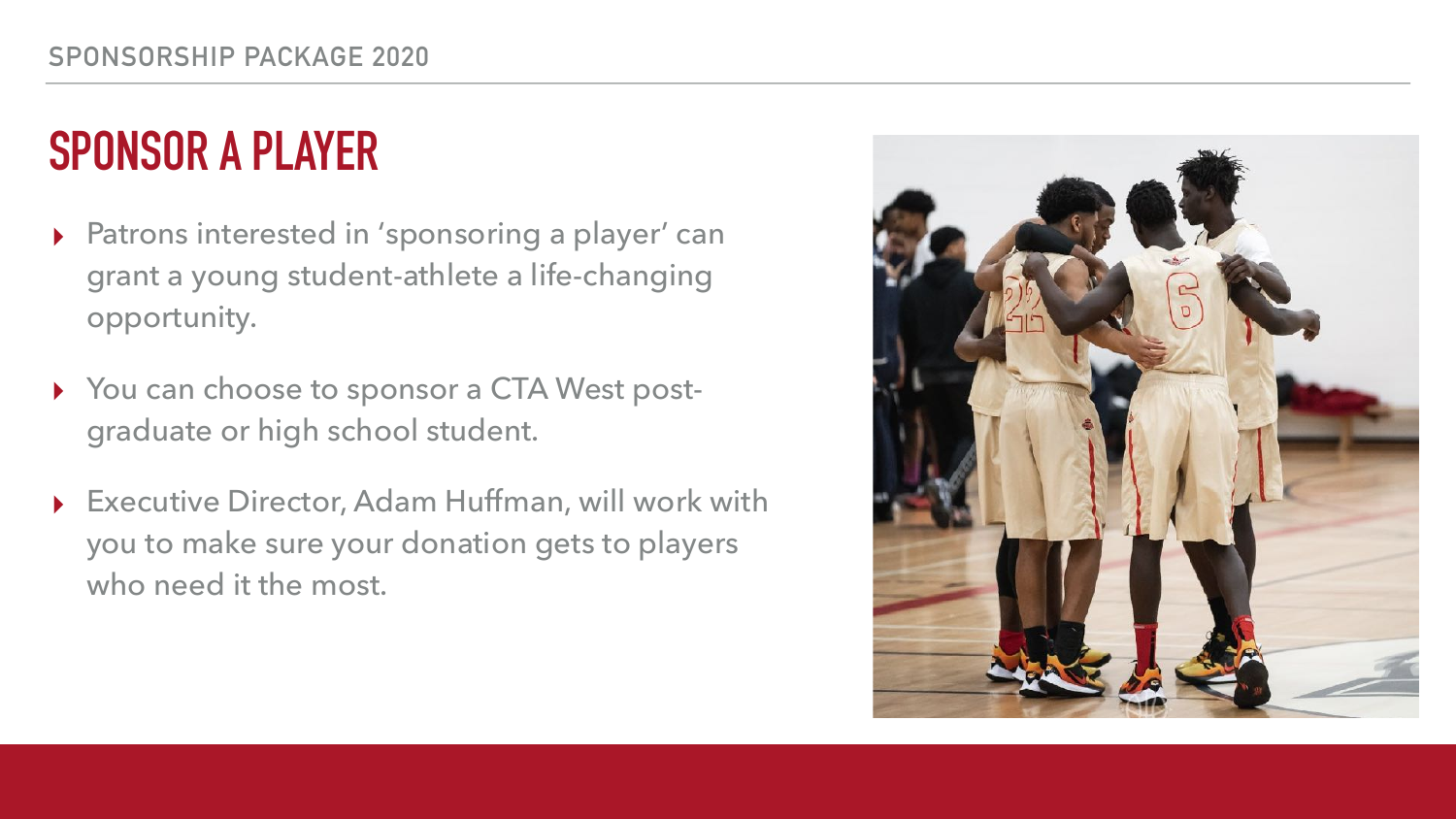## SPONSOR A PLAYER

- Patrons interested in 'sponsoring a player' can grant a young student-athlete a life-changing opportunity.
- You can choose to sponsor a CTA West post-graduate or high school student.
- Executive Director, Adam Huffman, will work with you to make sure your donation gets to players who need it the most.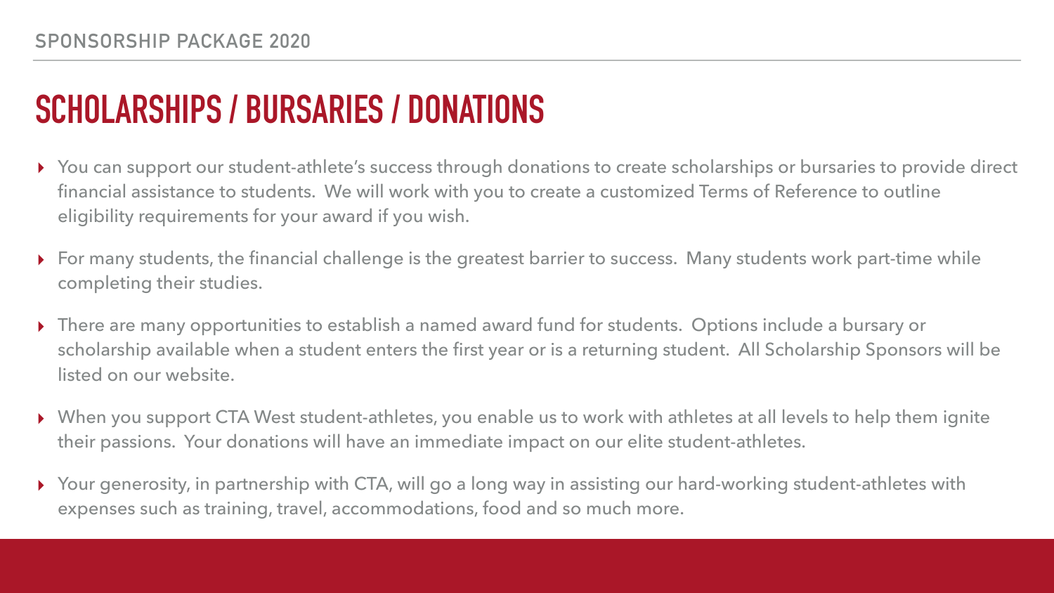# SCHOLARSHIPS / BURSARIES / DONATIONS

- You can support our student-athlete's success through donations to create scholarships or bursaries to provide direct financial assistance to students. We will work with you to create a customized Terms of Reference to outline eligibility requirements for your award if you wish.
- For many students, the financial challenge is the greatest barrier to success. Many students work part-time while completing their studies.
- There are many opportunities to establish a named award fund for students. Options include a bursary or scholarship available when a student enters the first year or is a returning student. All Scholarship Sponsors will be listed on our website.
- When you support CTA West student-athletes, you enable us to work with athletes at all levels to help them ignite their passions. Your donations will have an immediate impact on our elite student-athletes.
- Your generosity, in partnership with CTA, will go a long way in assisting our hard-working student-athletes with expenses such as training, travel, accommodations, food and so much more.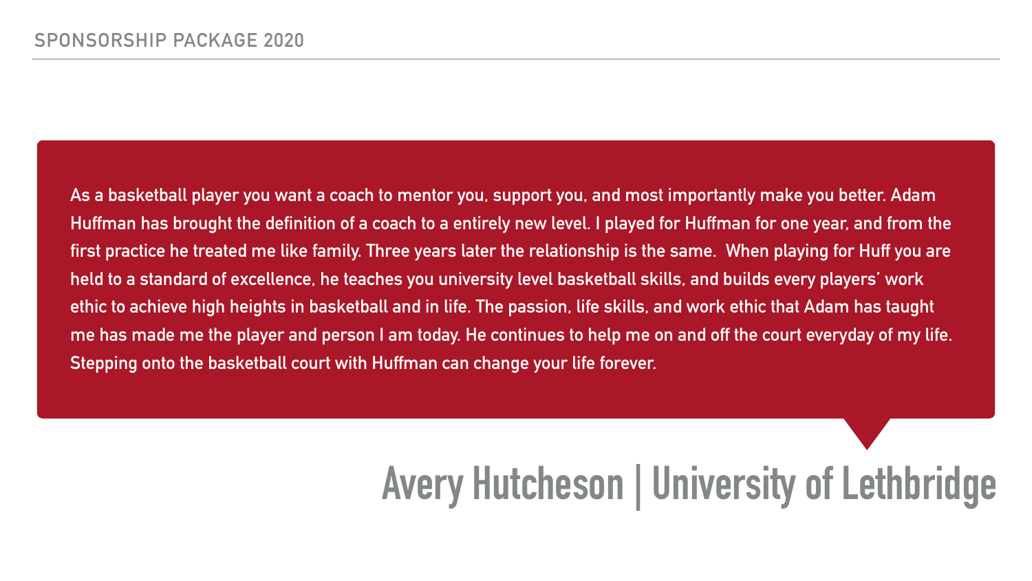As a basketball player you want a coach to mentor you, support you, and most importantly make you better. Adam Huffman has brought the definition of a coach to a entirely new level. I played for Huffman for one year, and from the first practice he treated me like family. Three years later the relationship is the same. When playing for Huff you are held to a standard of excellence, he teaches you university level basketball skills, and builds every players' work ethic to achieve high heights in basketball and in life. The passion, life skills, and work ethic that Adam has taught me has made me the player and person I am today. He continues to help me on and off the court everyday of my life. Stepping onto the basketball court with Huffman can change your life forever.

**Avery Hutcheson | University of Lethbridge**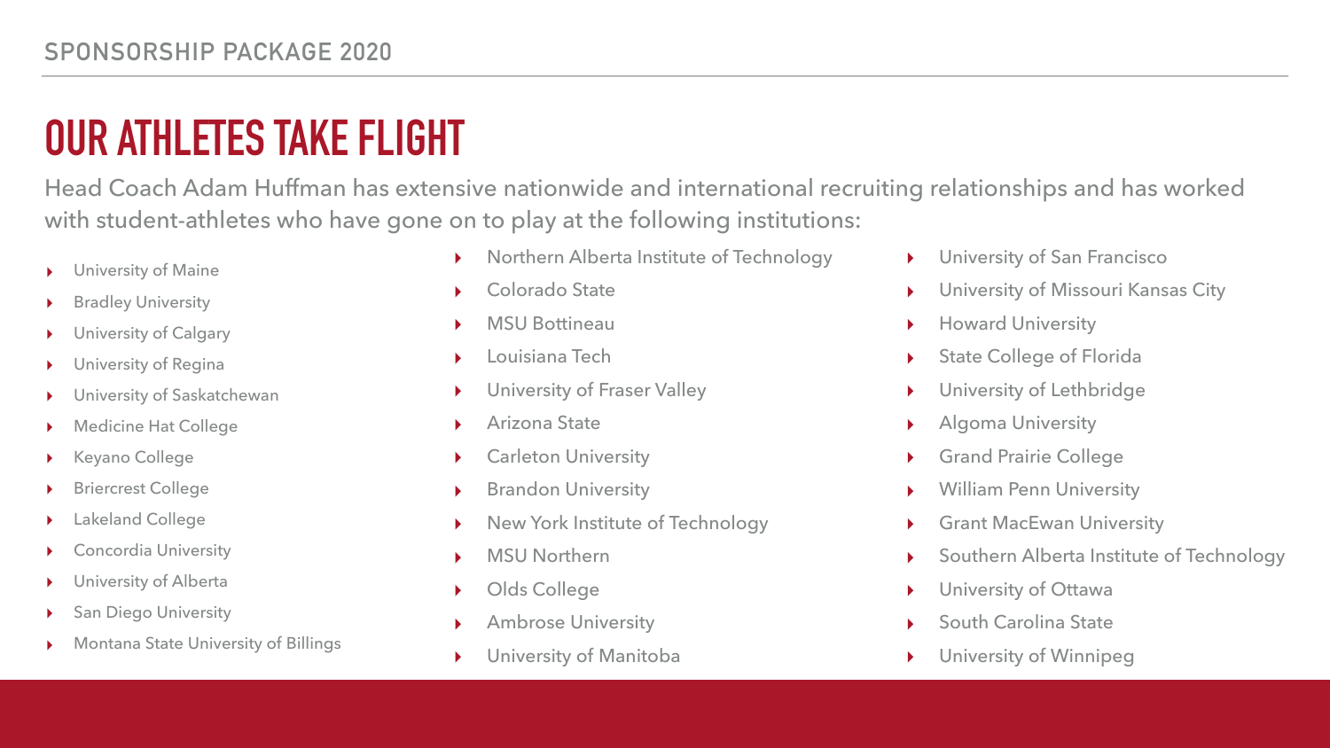# OUR ATHLETES TAKE FLIGHT

Head Coach Adam Huffman has extensive nationwide and international recruiting relationships and has worked with student-athletes who have gone on to play at the following institutions:

- University of Maine
- Bradley University
- University of Calgary
- University of Regina
- University of Saskatchewan
- Medicine Hat College
- Keyano College
- Briercrest College
- Lakeland College
- Concordia University
- University of Alberta
- San Diego University
- Montana State University of Billings
- Northern Alberta Institute of Technology
- Colorado State
- MSU Bottineau
- Louisiana Tech
- University of Fraser Valley
- Arizona State
- Carleton University
- Brandon University
- New York Institute of Technology
- MSU Northern
- Olds College
- Ambrose University
- University of Manitoba
- University of San Francisco
- University of Missouri Kansas City
- Howard University
- State College of Florida
- University of Lethbridge
- Algoma University
- Grand Prairie College
- William Penn University
- Grant MacEwan University
- Southern Alberta Institute of Technology
- University of Ottawa
- South Carolina State
- University of Winnipeg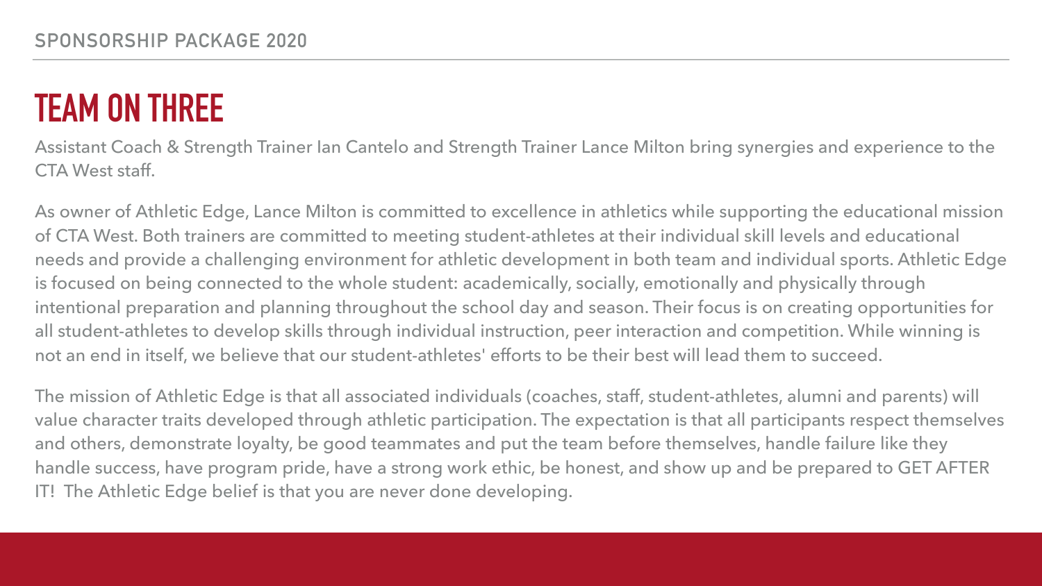# TEAM ON THREE

Assistant Coach & Strength Trainer Ian Cantelo and Strength Trainer Lance Milton bring synergies and experience to the CTA West staff.

As owner of Athletic Edge, Lance Milton is committed to excellence in athletics while supporting the educational mission of CTA West. Both trainers are committed to meeting student-athletes at their individual skill levels and educational needs and provide a challenging environment for athletic development in both team and individual sports. Athletic Edge is focused on being connected to the whole student: academically, socially, emotionally and physically through intentional preparation and planning throughout the school day and season. Their focus is on creating opportunities for all student-athletes to develop skills through individual instruction, peer interaction and competition. While winning is not an end in itself, we believe that our student-athletes' efforts to be their best will lead them to succeed.

The mission of Athletic Edge is that all associated individuals (coaches, staff, student-athletes, alumni and parents) will value character traits developed through athletic participation. The expectation is that all participants respect themselves and others, demonstrate loyalty, be good teammates and put the team before themselves, handle failure like they handle success, have program pride, have a strong work ethic, be honest, and show up and be prepared to GET AFTER IT! The Athletic Edge belief is that you are never done developing.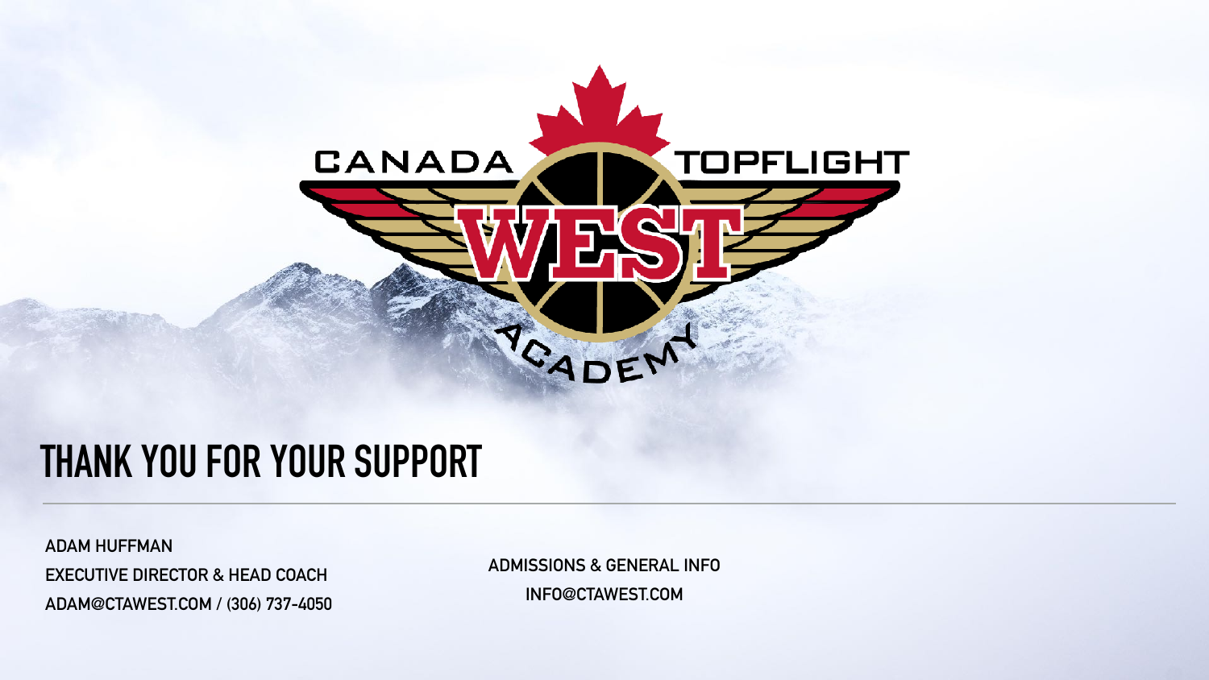# THANK YOU FOR YOUR SUPPORT

---

**ADAM HUFFMAN**
**EXECUTIVE DIRECTOR & HEAD COACH**
**ADAM@CTAWEST.COM / (306) 737-4050**

**ADMISSIONS & GENERAL INFO**
**INFO@CTAWEST.COM**